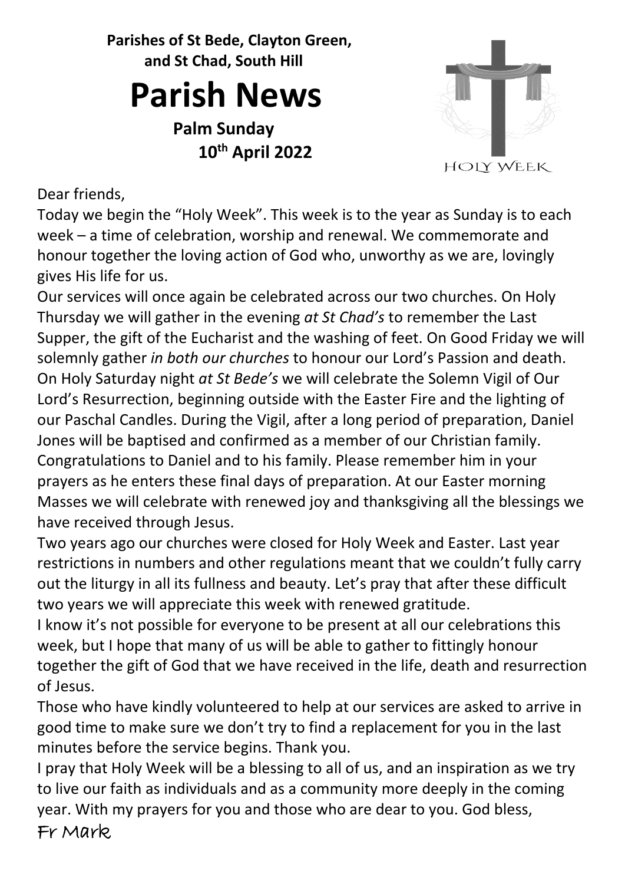**Parishes of St Bede, Clayton Green, and St Chad, South Hill**

# Parish News

**Palm Sunday**
**10th April 2022**

HOLY WEEK

Dear friends,

Today we begin the "Holy Week". This week is to the year as Sunday is to each week – a time of celebration, worship and renewal. We commemorate and honour together the loving action of God who, unworthy as we are, lovingly gives His life for us.

Our services will once again be celebrated across our two churches. On Holy Thursday we will gather in the evening *at St Chad's* to remember the Last Supper, the gift of the Eucharist and the washing of feet. On Good Friday we will solemnly gather *in both our churches* to honour our Lord's Passion and death. On Holy Saturday night *at St Bede's* we will celebrate the Solemn Vigil of Our Lord's Resurrection, beginning outside with the Easter Fire and the lighting of our Paschal Candles. During the Vigil, after a long period of preparation, Daniel Jones will be baptised and confirmed as a member of our Christian family. Congratulations to Daniel and to his family. Please remember him in your prayers as he enters these final days of preparation. At our Easter morning Masses we will celebrate with renewed joy and thanksgiving all the blessings we have received through Jesus.

Two years ago our churches were closed for Holy Week and Easter. Last year restrictions in numbers and other regulations meant that we couldn't fully carry out the liturgy in all its fullness and beauty. Let's pray that after these difficult two years we will appreciate this week with renewed gratitude.

I know it's not possible for everyone to be present at all our celebrations this week, but I hope that many of us will be able to gather to fittingly honour together the gift of God that we have received in the life, death and resurrection of Jesus.

Those who have kindly volunteered to help at our services are asked to arrive in good time to make sure we don't try to find a replacement for you in the last minutes before the service begins. Thank you.

I pray that Holy Week will be a blessing to all of us, and an inspiration as we try to live our faith as individuals and as a community more deeply in the coming year. With my prayers for you and those who are dear to you. God bless,

Fr Mark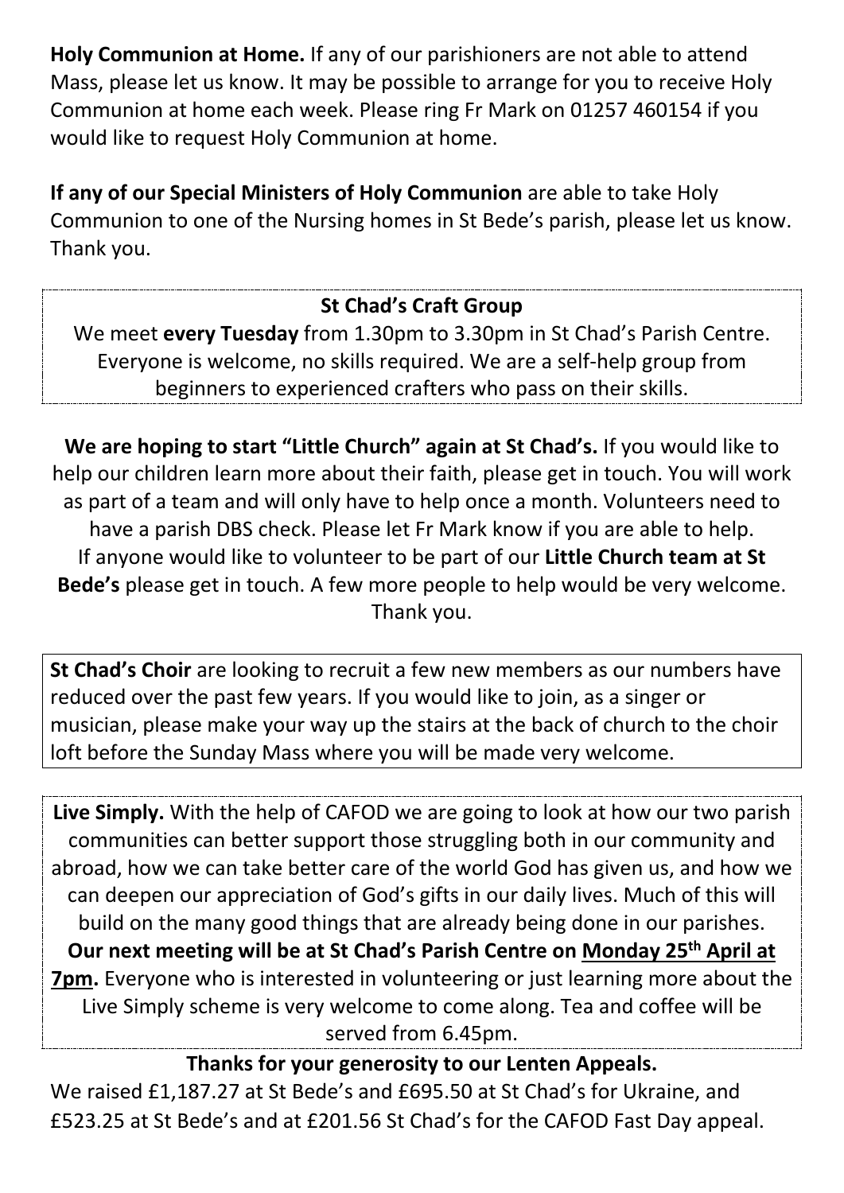**Holy Communion at Home.** If any of our parishioners are not able to attend Mass, please let us know. It may be possible to arrange for you to receive Holy Communion at home each week. Please ring Fr Mark on 01257 460154 if you would like to request Holy Communion at home.

**If any of our Special Ministers of Holy Communion** are able to take Holy Communion to one of the Nursing homes in St Bede's parish, please let us know. Thank you.

**St Chad's Craft Group**

We meet **every Tuesday** from 1.30pm to 3.30pm in St Chad's Parish Centre. Everyone is welcome, no skills required. We are a self-help group from beginners to experienced crafters who pass on their skills.

**We are hoping to start "Little Church" again at St Chad's.** If you would like to help our children learn more about their faith, please get in touch. You will work as part of a team and will only have to help once a month. Volunteers need to have a parish DBS check. Please let Fr Mark know if you are able to help. If anyone would like to volunteer to be part of our **Little Church team at St Bede's** please get in touch. A few more people to help would be very welcome. Thank you.

**St Chad's Choir** are looking to recruit a few new members as our numbers have reduced over the past few years. If you would like to join, as a singer or musician, please make your way up the stairs at the back of church to the choir loft before the Sunday Mass where you will be made very welcome.

**Live Simply.** With the help of CAFOD we are going to look at how our two parish communities can better support those struggling both in our community and abroad, how we can take better care of the world God has given us, and how we can deepen our appreciation of God's gifts in our daily lives. Much of this will build on the many good things that are already being done in our parishes. **Our next meeting will be at St Chad's Parish Centre on Monday 25th April at 7pm.** Everyone who is interested in volunteering or just learning more about the Live Simply scheme is very welcome to come along. Tea and coffee will be served from 6.45pm.

**Thanks for your generosity to our Lenten Appeals.**

We raised £1,187.27 at St Bede's and £695.50 at St Chad's for Ukraine, and £523.25 at St Bede's and at £201.56 St Chad's for the CAFOD Fast Day appeal.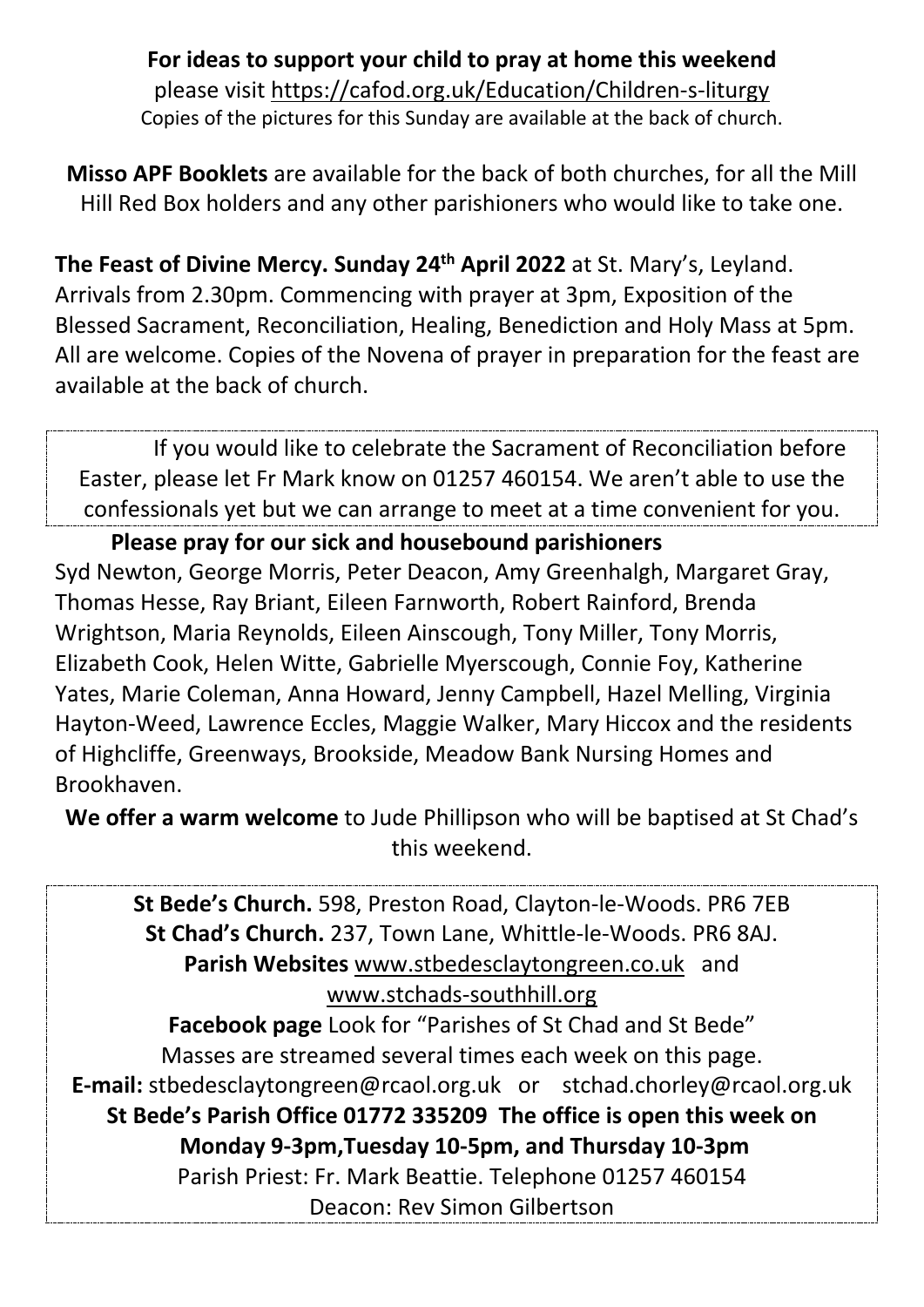**For ideas to support your child to pray at home this weekend**
please visit https://cafod.org.uk/Education/Children-s-liturgy
Copies of the pictures for this Sunday are available at the back of church.

**Misso APF Booklets** are available for the back of both churches, for all the Mill Hill Red Box holders and any other parishioners who would like to take one.

**The Feast of Divine Mercy. Sunday 24th April 2022** at St. Mary's, Leyland. Arrivals from 2.30pm. Commencing with prayer at 3pm, Exposition of the Blessed Sacrament, Reconciliation, Healing, Benediction and Holy Mass at 5pm. All are welcome. Copies of the Novena of prayer in preparation for the feast are available at the back of church.

If you would like to celebrate the Sacrament of Reconciliation before Easter, please let Fr Mark know on 01257 460154. We aren't able to use the confessionals yet but we can arrange to meet at a time convenient for you.

**Please pray for our sick and housebound parishioners**
Syd Newton, George Morris, Peter Deacon, Amy Greenhalgh, Margaret Gray, Thomas Hesse, Ray Briant, Eileen Farnworth, Robert Rainford, Brenda Wrightson, Maria Reynolds, Eileen Ainscough, Tony Miller, Tony Morris, Elizabeth Cook, Helen Witte, Gabrielle Myerscough, Connie Foy, Katherine Yates, Marie Coleman, Anna Howard, Jenny Campbell, Hazel Melling, Virginia Hayton-Weed, Lawrence Eccles, Maggie Walker, Mary Hiccox and the residents of Highcliffe, Greenways, Brookside, Meadow Bank Nursing Homes and Brookhaven.

**We offer a warm welcome** to Jude Phillipson who will be baptised at St Chad's this weekend.

**St Bede's Church.** 598, Preston Road, Clayton-le-Woods. PR6 7EB
**St Chad's Church.** 237, Town Lane, Whittle-le-Woods. PR6 8AJ.
**Parish Websites** www.stbedesclaytongreen.co.uk and www.stchads-southhill.org
**Facebook page** Look for "Parishes of St Chad and St Bede"
Masses are streamed several times each week on this page.
**E-mail:** stbedesclaytongreen@rcaol.org.uk or stchad.chorley@rcaol.org.uk
**St Bede's Parish Office 01772 335209 The office is open this week on Monday 9-3pm,Tuesday 10-5pm, and Thursday 10-3pm**
Parish Priest: Fr. Mark Beattie. Telephone 01257 460154
Deacon: Rev Simon Gilbertson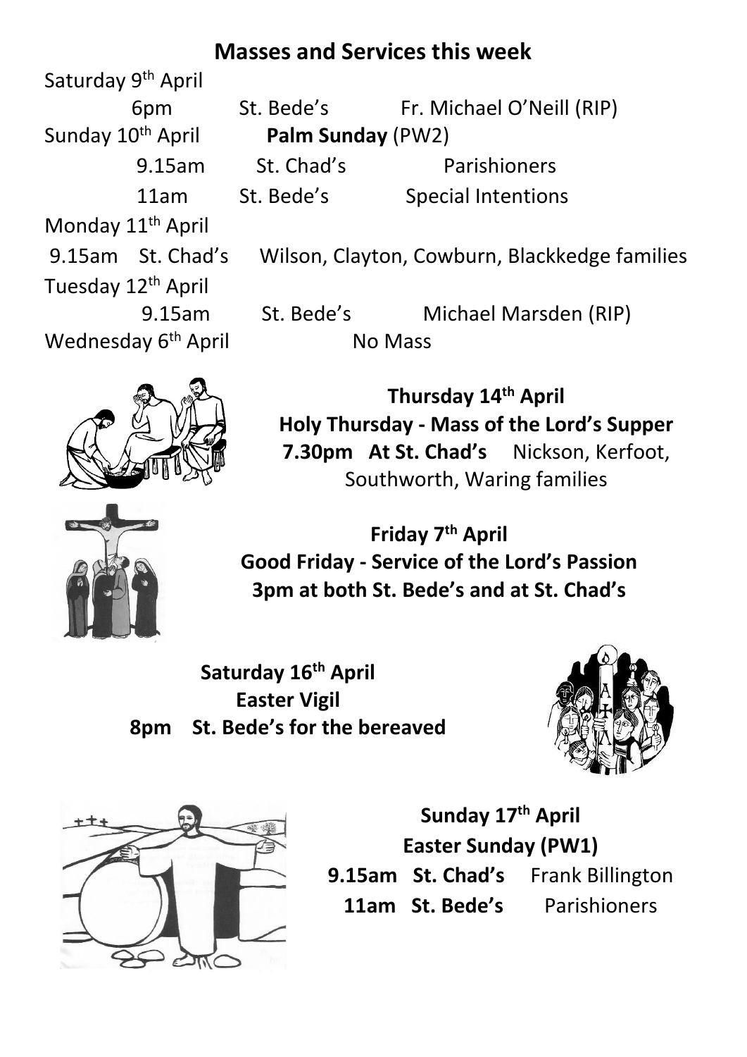## Masses and Services this week

Saturday 9th April

6pm St. Bede's Fr. Michael O'Neill (RIP)

Sunday 10th April **Palm Sunday** (PW2)

9.15am St. Chad's Parishioners

11am St. Bede's Special Intentions

Monday 11th April

9.15am St. Chad's Wilson, Clayton, Cowburn, Blackkedge families

Tuesday 12th April

9.15am St. Bede's Michael Marsden (RIP)

Wednesday 6th April No Mass

**Thursday 14th April**
**Holy Thursday - Mass of the Lord's Supper**
**7.30pm At St. Chad's** Nickson, Kerfoot, Southworth, Waring families

**Friday 7th April**
**Good Friday - Service of the Lord's Passion**
**3pm at both St. Bede's and at St. Chad's**

**Saturday 16th April**
**Easter Vigil**
**8pm St. Bede's for the bereaved**

**Sunday 17th April**
**Easter Sunday (PW1)**
**9.15am St. Chad's** Frank Billington
**11am St. Bede's** Parishioners